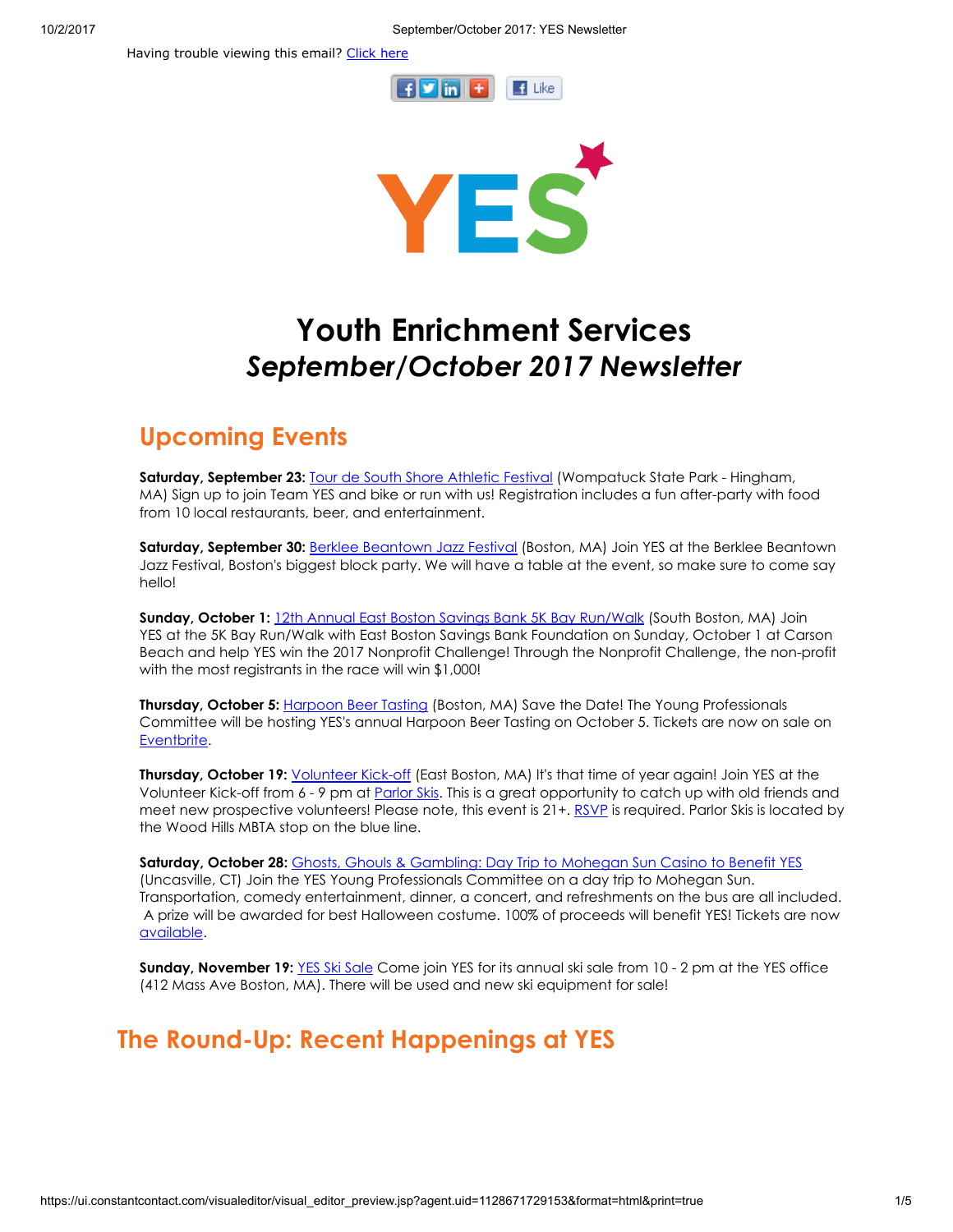Having trouble viewing this email? Click here

# Youth Enrichment Services
## *September/October 2017 Newsletter*

## Upcoming Events

**Saturday, September 23:** Tour de South Shore Athletic Festival (Wompatuck State Park - Hingham, MA) Sign up to join Team YES and bike or run with us! Registration includes a fun after-party with food from 10 local restaurants, beer, and entertainment.

**Saturday, September 30:** Berklee Beantown Jazz Festival (Boston, MA) Join YES at the Berklee Beantown Jazz Festival, Boston's biggest block party. We will have a table at the event, so make sure to come say hello!

**Sunday, October 1:** 12th Annual East Boston Savings Bank 5K Bay Run/Walk (South Boston, MA) Join YES at the 5K Bay Run/Walk with East Boston Savings Bank Foundation on Sunday, October 1 at Carson Beach and help YES win the 2017 Nonprofit Challenge! Through the Nonprofit Challenge, the non-profit with the most registrants in the race will win $1,000!

**Thursday, October 5:** Harpoon Beer Tasting (Boston, MA) Save the Date! The Young Professionals Committee will be hosting YES's annual Harpoon Beer Tasting on October 5. Tickets are now on sale on Eventbrite.

**Thursday, October 19:** Volunteer Kick-off (East Boston, MA) It's that time of year again! Join YES at the Volunteer Kick-off from 6 - 9 pm at Parlor Skis. This is a great opportunity to catch up with old friends and meet new prospective volunteers! Please note, this event is 21+. RSVP is required. Parlor Skis is located by the Wood Hills MBTA stop on the blue line.

**Saturday, October 28:** Ghosts, Ghouls & Gambling: Day Trip to Mohegan Sun Casino to Benefit YES (Uncasville, CT) Join the YES Young Professionals Committee on a day trip to Mohegan Sun. Transportation, comedy entertainment, dinner, a concert, and refreshments on the bus are all included. A prize will be awarded for best Halloween costume. 100% of proceeds will benefit YES! Tickets are now available.

**Sunday, November 19:** YES Ski Sale Come join YES for its annual ski sale from 10 - 2 pm at the YES office (412 Mass Ave Boston, MA). There will be used and new ski equipment for sale!

## The Round-Up: Recent Happenings at YES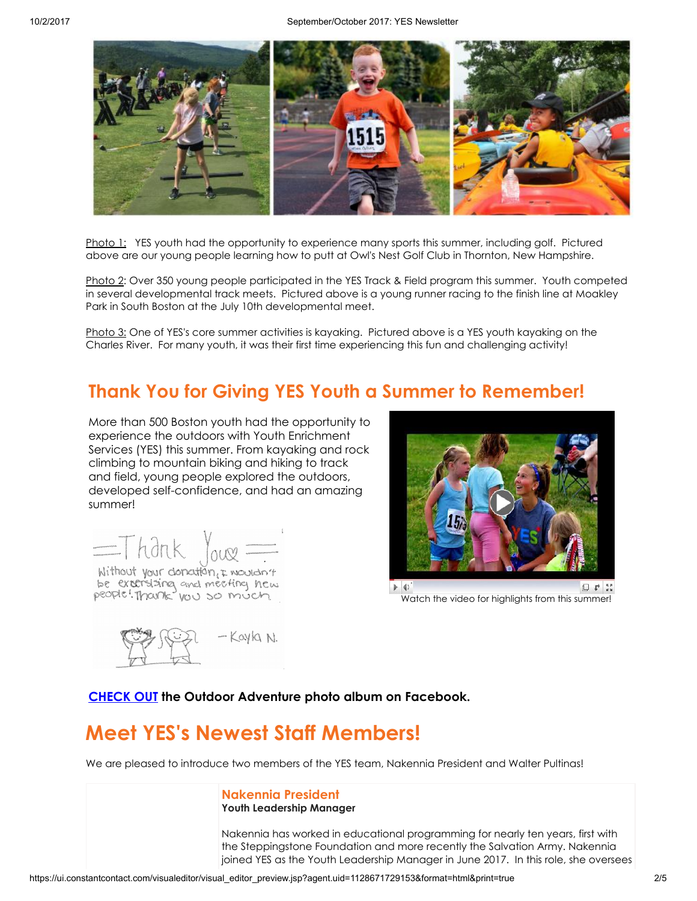Photo 1: YES youth had the opportunity to experience many sports this summer, including golf. Pictured above are our young people learning how to putt at Owl's Nest Golf Club in Thornton, New Hampshire.

Photo 2: Over 350 young people participated in the YES Track & Field program this summer. Youth competed in several developmental track meets. Pictured above is a young runner racing to the finish line at Moakley Park in South Boston at the July 10th developmental meet.

Photo 3: One of YES's core summer activities is kayaking. Pictured above is a YES youth kayaking on the Charles River. For many youth, it was their first time experiencing this fun and challenging activity!

## Thank You for Giving YES Youth a Summer to Remember!

More than 500 Boston youth had the opportunity to experience the outdoors with Youth Enrichment Services (YES) this summer. From kayaking and rock climbing to mountain biking and hiking to track and field, young people explored the outdoors, developed self-confidence, and had an amazing summer!

Thank You! Without your donation, I wouldn't be exercising and meeting new people! Thank you so much. - Kayla N.

Watch the video for highlights from this summer!

**CHECK OUT the Outdoor Adventure photo album on Facebook.**

## Meet YES's Newest Staff Members!

We are pleased to introduce two members of the YES team, Nakennia President and Walter Pultinas!

### Nakennia President

**Youth Leadership Manager**

Nakennia has worked in educational programming for nearly ten years, first with the Steppingstone Foundation and more recently the Salvation Army. Nakennia joined YES as the Youth Leadership Manager in June 2017. In this role, she oversees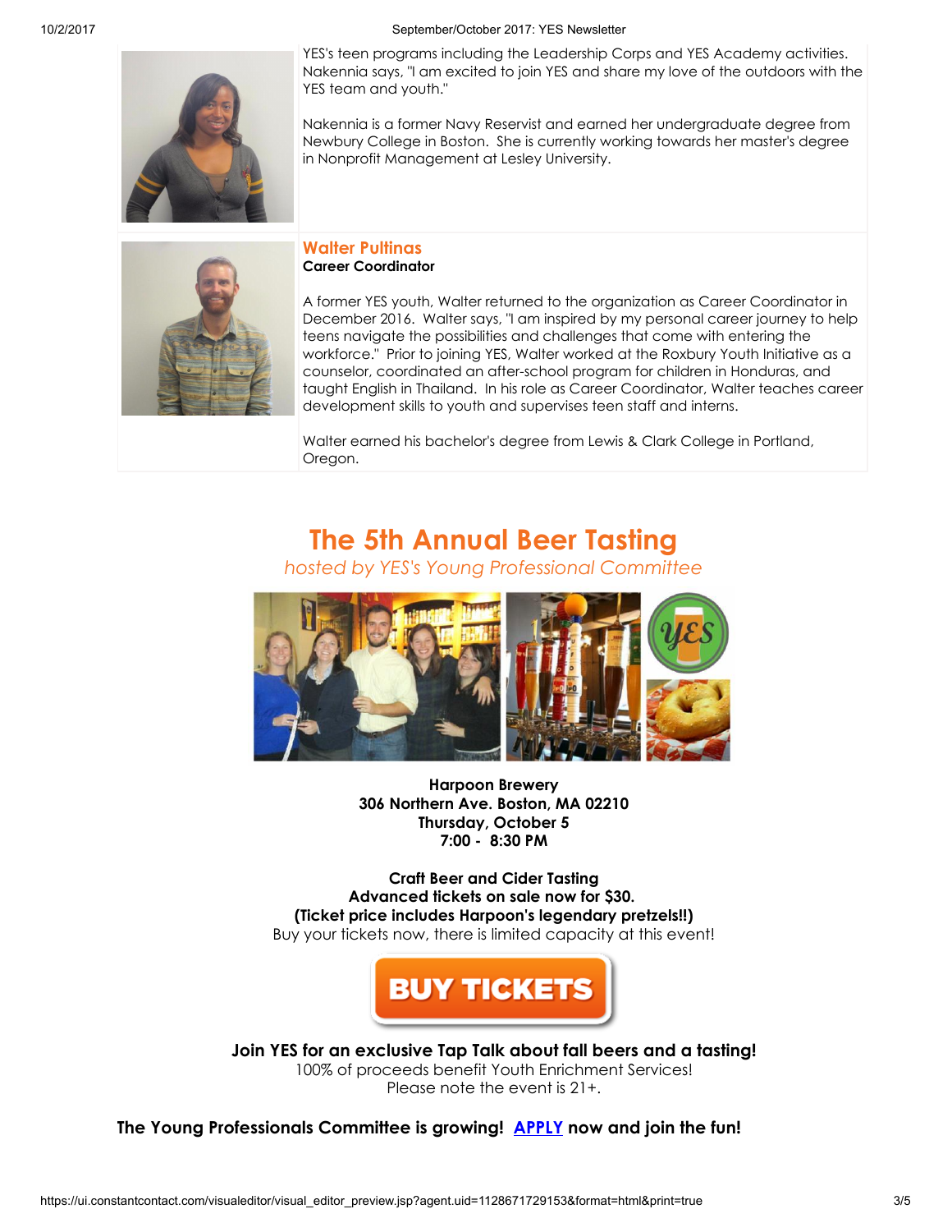YES's teen programs including the Leadership Corps and YES Academy activities. Nakennia says, "I am excited to join YES and share my love of the outdoors with the YES team and youth."

Nakennia is a former Navy Reservist and earned her undergraduate degree from Newbury College in Boston. She is currently working towards her master's degree in Nonprofit Management at Lesley University.

### Walter Pultinas

**Career Coordinator**

A former YES youth, Walter returned to the organization as Career Coordinator in December 2016. Walter says, "I am inspired by my personal career journey to help teens navigate the possibilities and challenges that come with entering the workforce." Prior to joining YES, Walter worked at the Roxbury Youth Initiative as a counselor, coordinated an after-school program for children in Honduras, and taught English in Thailand. In his role as Career Coordinator, Walter teaches career development skills to youth and supervises teen staff and interns.

Walter earned his bachelor's degree from Lewis & Clark College in Portland, Oregon.

## The 5th Annual Beer Tasting

*hosted by YES's Young Professional Committee*

**Harpoon Brewery**
**306 Northern Ave. Boston, MA 02210**
**Thursday, October 5**
**7:00 - 8:30 PM**

**Craft Beer and Cider Tasting**
**Advanced tickets on sale now for $30.**
**(Ticket price includes Harpoon's legendary pretzels!!)**
Buy your tickets now, there is limited capacity at this event!

BUY TICKETS

**Join YES for an exclusive Tap Talk about fall beers and a tasting!**
100% of proceeds benefit Youth Enrichment Services!
Please note the event is 21+.

**The Young Professionals Committee is growing! APPLY now and join the fun!**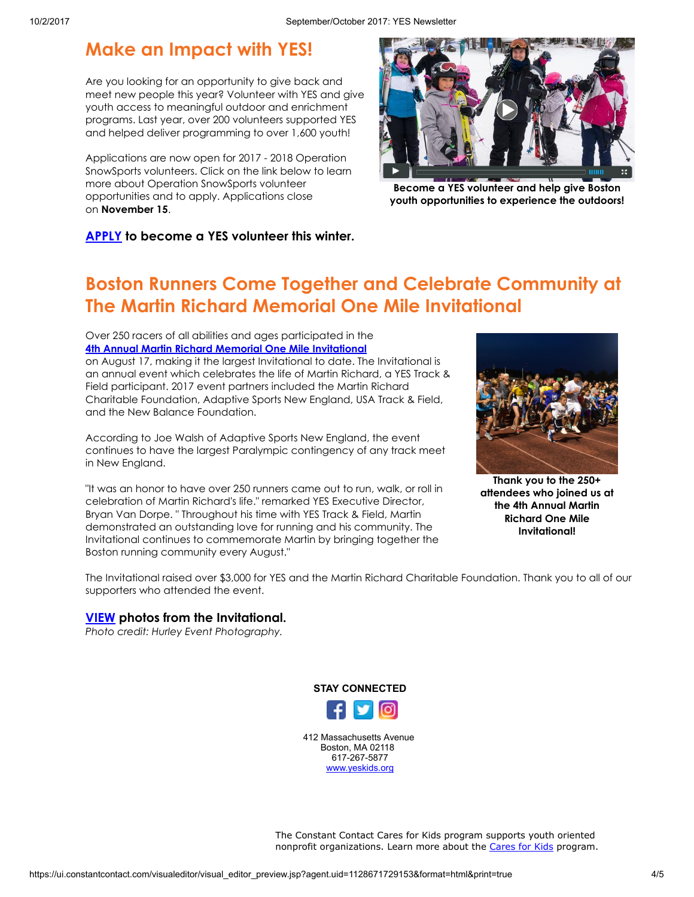## Make an Impact with YES!

Are you looking for an opportunity to give back and meet new people this year? Volunteer with YES and give youth access to meaningful outdoor and enrichment programs. Last year, over 200 volunteers supported YES and helped deliver programming to over 1,600 youth!

Applications are now open for 2017 - 2018 Operation SnowSports volunteers. Click on the link below to learn more about Operation SnowSports volunteer opportunities and to apply. Applications close on **November 15**.

**APPLY to become a YES volunteer this winter.**

**Become a YES volunteer and help give Boston youth opportunities to experience the outdoors!**

## Boston Runners Come Together and Celebrate Community at The Martin Richard Memorial One Mile Invitational

Over 250 racers of all abilities and ages participated in the 4th Annual Martin Richard Memorial One Mile Invitational on August 17, making it the largest Invitational to date. The Invitational is an annual event which celebrates the life of Martin Richard, a YES Track & Field participant. 2017 event partners included the Martin Richard Charitable Foundation, Adaptive Sports New England, USA Track & Field, and the New Balance Foundation.

According to Joe Walsh of Adaptive Sports New England, the event continues to have the largest Paralympic contingency of any track meet in New England.

"It was an honor to have over 250 runners came out to run, walk, or roll in celebration of Martin Richard's life." remarked YES Executive Director, Bryan Van Dorpe. " Throughout his time with YES Track & Field, Martin demonstrated an outstanding love for running and his community. The Invitational continues to commemorate Martin by bringing together the Boston running community every August."

**Thank you to the 250+ attendees who joined us at the 4th Annual Martin Richard One Mile Invitational!**

The Invitational raised over $3,000 for YES and the Martin Richard Charitable Foundation. Thank you to all of our supporters who attended the event.

**VIEW photos from the Invitational.**
*Photo credit: Hurley Event Photography.*

**STAY CONNECTED**

412 Massachusetts Avenue
Boston, MA 02118
617-267-5877
www.yeskids.org

The Constant Contact Cares for Kids program supports youth oriented nonprofit organizations. Learn more about the Cares for Kids program.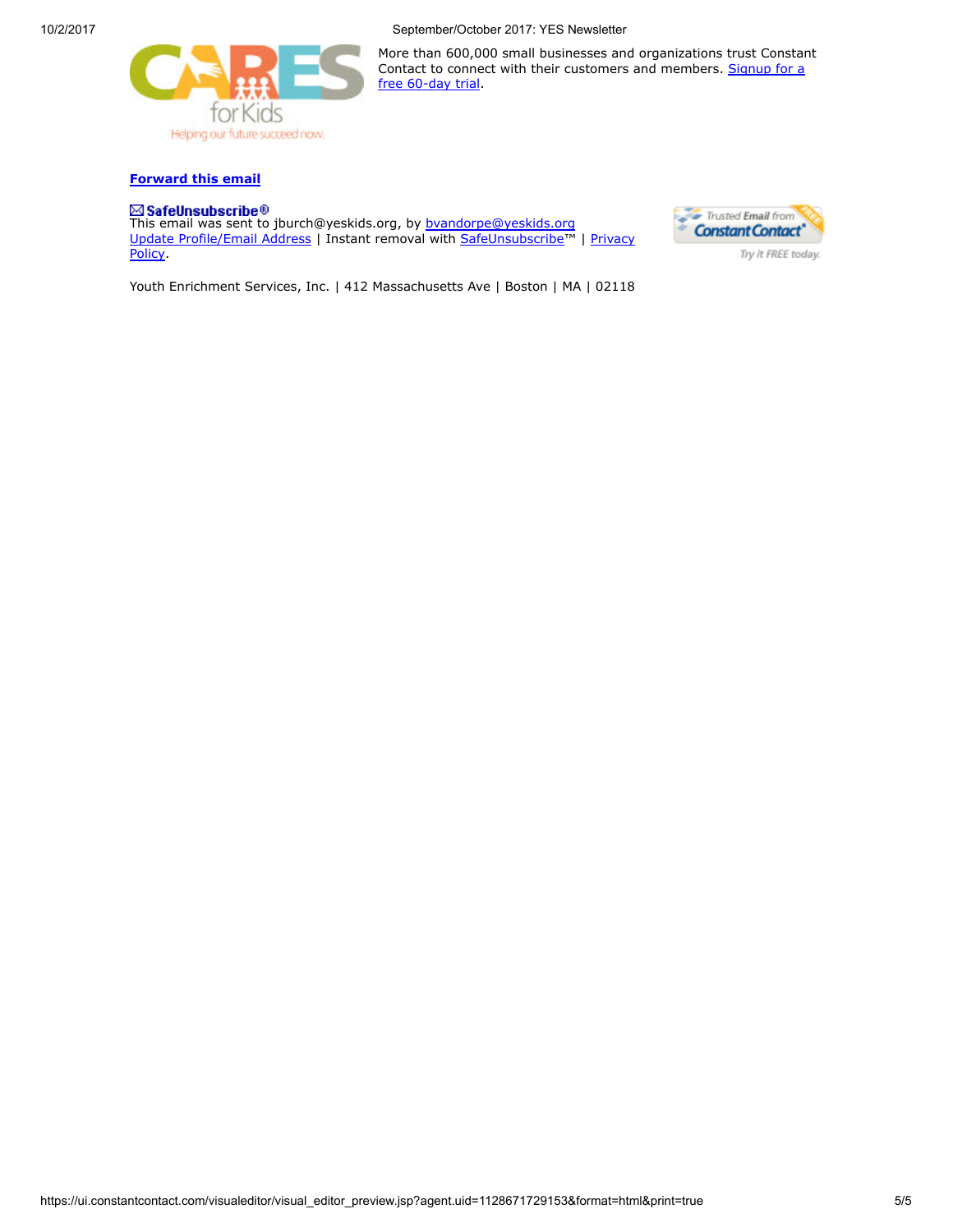More than 600,000 small businesses and organizations trust Constant Contact to connect with their customers and members. Signup for a free 60-day trial.

**Forward this email**

**SafeUnsubscribe®**
This email was sent to jburch@yeskids.org, by bvandorpe@yeskids.org
Update Profile/Email Address | Instant removal with SafeUnsubscribe™ | Privacy Policy.

Youth Enrichment Services, Inc. | 412 Massachusetts Ave | Boston | MA | 02118